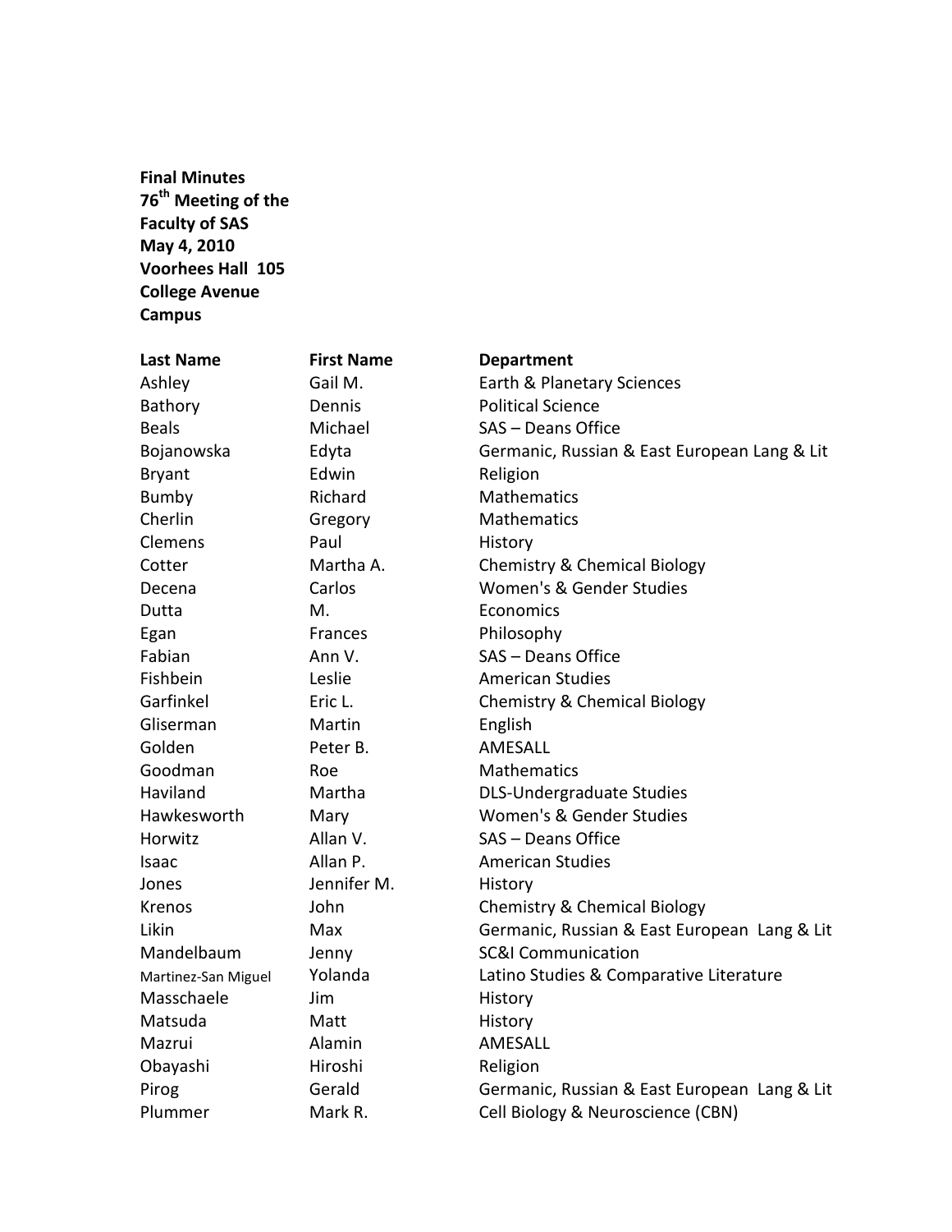**Final Minutes**
**76th Meeting of the Faculty of SAS**
**May 4, 2010**
**Voorhees Hall 105**
**College Avenue Campus**

| Last Name | First Name | Department |
|---|---|---|
| Ashley | Gail M. | Earth & Planetary Sciences |
| Bathory | Dennis | Political Science |
| Beals | Michael | SAS – Deans Office |
| Bojanowska | Edyta | Germanic, Russian & East European Lang & Lit |
| Bryant | Edwin | Religion |
| Bumby | Richard | Mathematics |
| Cherlin | Gregory | Mathematics |
| Clemens | Paul | History |
| Cotter | Martha A. | Chemistry & Chemical Biology |
| Decena | Carlos | Women's & Gender Studies |
| Dutta | M. | Economics |
| Egan | Frances | Philosophy |
| Fabian | Ann V. | SAS – Deans Office |
| Fishbein | Leslie | American Studies |
| Garfinkel | Eric L. | Chemistry & Chemical Biology |
| Gliserman | Martin | English |
| Golden | Peter B. | AMESALL |
| Goodman | Roe | Mathematics |
| Haviland | Martha | DLS-Undergraduate Studies |
| Hawkesworth | Mary | Women's & Gender Studies |
| Horwitz | Allan V. | SAS – Deans Office |
| Isaac | Allan P. | American Studies |
| Jones | Jennifer M. | History |
| Krenos | John | Chemistry & Chemical Biology |
| Likin | Max | Germanic, Russian & East European Lang & Lit |
| Mandelbaum | Jenny | SC&I Communication |
| Martinez-San Miguel | Yolanda | Latino Studies & Comparative Literature |
| Masschaele | Jim | History |
| Matsuda | Matt | History |
| Mazrui | Alamin | AMESALL |
| Obayashi | Hiroshi | Religion |
| Pirog | Gerald | Germanic, Russian & East European Lang & Lit |
| Plummer | Mark R. | Cell Biology & Neuroscience (CBN) |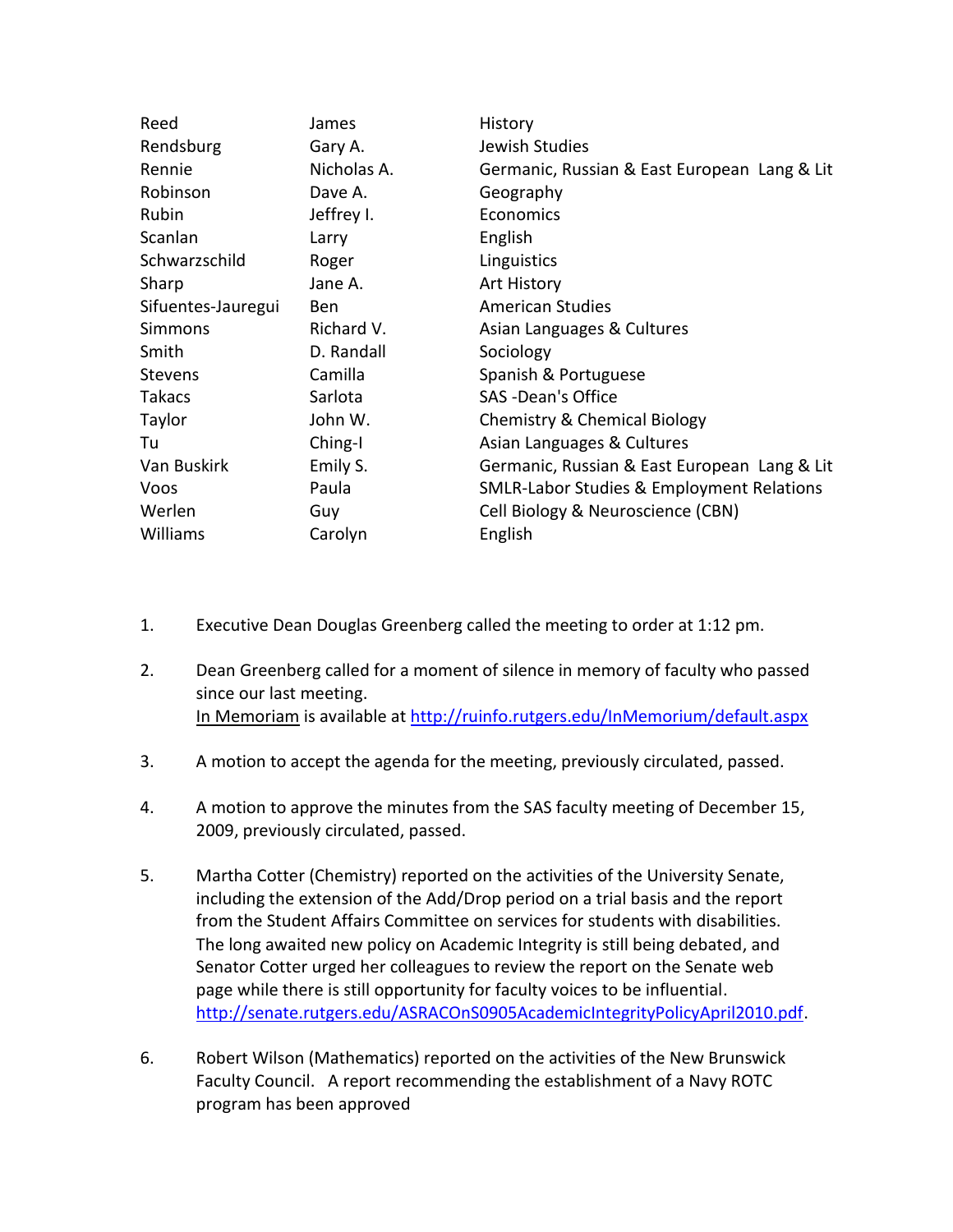| | | |
|---|---|---|
| Reed | James | History |
| Rendsburg | Gary A. | Jewish Studies |
| Rennie | Nicholas A. | Germanic, Russian & East European Lang & Lit |
| Robinson | Dave A. | Geography |
| Rubin | Jeffrey I. | Economics |
| Scanlan | Larry | English |
| Schwarzschild | Roger | Linguistics |
| Sharp | Jane A. | Art History |
| Sifuentes-Jauregui | Ben | American Studies |
| Simmons | Richard V. | Asian Languages & Cultures |
| Smith | D. Randall | Sociology |
| Stevens | Camilla | Spanish & Portuguese |
| Takacs | Sarlota | SAS -Dean's Office |
| Taylor | John W. | Chemistry & Chemical Biology |
| Tu | Ching-I | Asian Languages & Cultures |
| Van Buskirk | Emily S. | Germanic, Russian & East European Lang & Lit |
| Voos | Paula | SMLR-Labor Studies & Employment Relations |
| Werlen | Guy | Cell Biology & Neuroscience (CBN) |
| Williams | Carolyn | English |

1. Executive Dean Douglas Greenberg called the meeting to order at 1:12 pm.

2. Dean Greenberg called for a moment of silence in memory of faculty who passed since our last meeting.
   In Memoriam is available at http://ruinfo.rutgers.edu/InMemorium/default.aspx

3. A motion to accept the agenda for the meeting, previously circulated, passed.

4. A motion to approve the minutes from the SAS faculty meeting of December 15, 2009, previously circulated, passed.

5. Martha Cotter (Chemistry) reported on the activities of the University Senate, including the extension of the Add/Drop period on a trial basis and the report from the Student Affairs Committee on services for students with disabilities. The long awaited new policy on Academic Integrity is still being debated, and Senator Cotter urged her colleagues to review the report on the Senate web page while there is still opportunity for faculty voices to be influential. http://senate.rutgers.edu/ASRACOnS0905AcademicIntegrityPolicyApril2010.pdf.

6. Robert Wilson (Mathematics) reported on the activities of the New Brunswick Faculty Council. A report recommending the establishment of a Navy ROTC program has been approved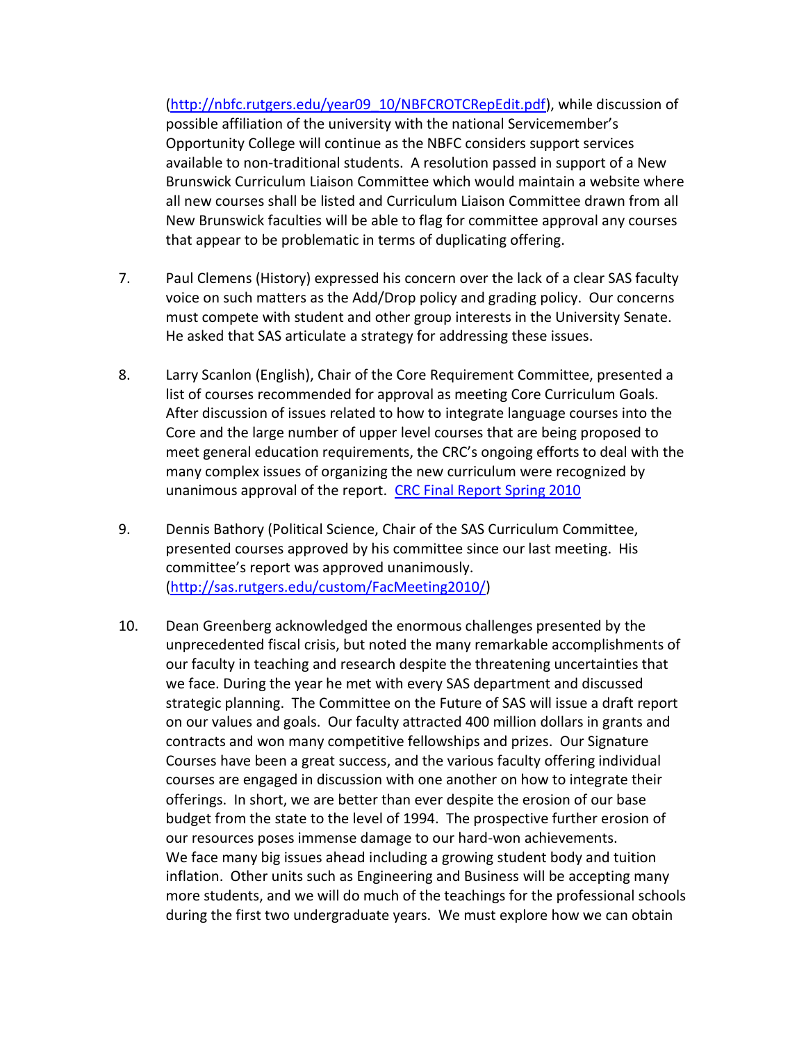(http://nbfc.rutgers.edu/year09_10/NBFCROTCRepEdit.pdf), while discussion of possible affiliation of the university with the national Servicemember's Opportunity College will continue as the NBFC considers support services available to non-traditional students. A resolution passed in support of a New Brunswick Curriculum Liaison Committee which would maintain a website where all new courses shall be listed and Curriculum Liaison Committee drawn from all New Brunswick faculties will be able to flag for committee approval any courses that appear to be problematic in terms of duplicating offering.

7. Paul Clemens (History) expressed his concern over the lack of a clear SAS faculty voice on such matters as the Add/Drop policy and grading policy. Our concerns must compete with student and other group interests in the University Senate. He asked that SAS articulate a strategy for addressing these issues.

8. Larry Scanlon (English), Chair of the Core Requirement Committee, presented a list of courses recommended for approval as meeting Core Curriculum Goals. After discussion of issues related to how to integrate language courses into the Core and the large number of upper level courses that are being proposed to meet general education requirements, the CRC's ongoing efforts to deal with the many complex issues of organizing the new curriculum were recognized by unanimous approval of the report. CRC Final Report Spring 2010

9. Dennis Bathory (Political Science, Chair of the SAS Curriculum Committee, presented courses approved by his committee since our last meeting. His committee's report was approved unanimously. (http://sas.rutgers.edu/custom/FacMeeting2010/)

10. Dean Greenberg acknowledged the enormous challenges presented by the unprecedented fiscal crisis, but noted the many remarkable accomplishments of our faculty in teaching and research despite the threatening uncertainties that we face. During the year he met with every SAS department and discussed strategic planning. The Committee on the Future of SAS will issue a draft report on our values and goals. Our faculty attracted 400 million dollars in grants and contracts and won many competitive fellowships and prizes. Our Signature Courses have been a great success, and the various faculty offering individual courses are engaged in discussion with one another on how to integrate their offerings. In short, we are better than ever despite the erosion of our base budget from the state to the level of 1994. The prospective further erosion of our resources poses immense damage to our hard-won achievements.
We face many big issues ahead including a growing student body and tuition inflation. Other units such as Engineering and Business will be accepting many more students, and we will do much of the teachings for the professional schools during the first two undergraduate years. We must explore how we can obtain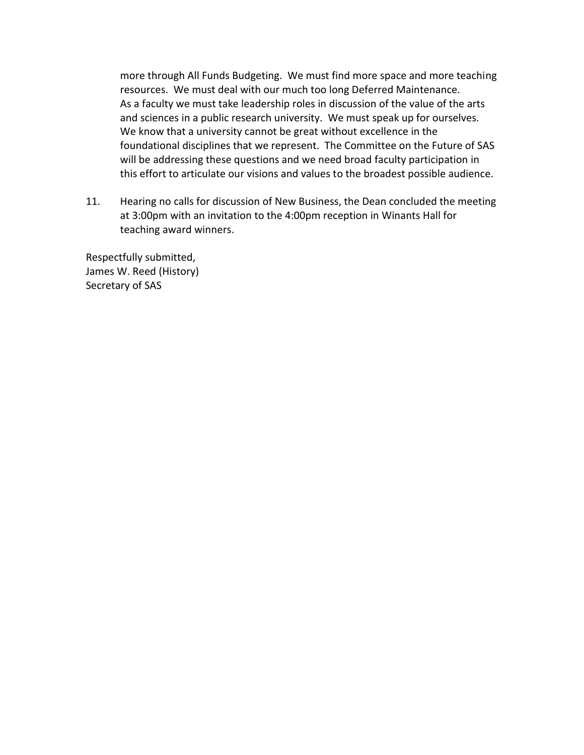more through All Funds Budgeting. We must find more space and more teaching resources. We must deal with our much too long Deferred Maintenance. As a faculty we must take leadership roles in discussion of the value of the arts and sciences in a public research university. We must speak up for ourselves. We know that a university cannot be great without excellence in the foundational disciplines that we represent. The Committee on the Future of SAS will be addressing these questions and we need broad faculty participation in this effort to articulate our visions and values to the broadest possible audience.

11. Hearing no calls for discussion of New Business, the Dean concluded the meeting at 3:00pm with an invitation to the 4:00pm reception in Winants Hall for teaching award winners.

Respectfully submitted,
James W. Reed (History)
Secretary of SAS